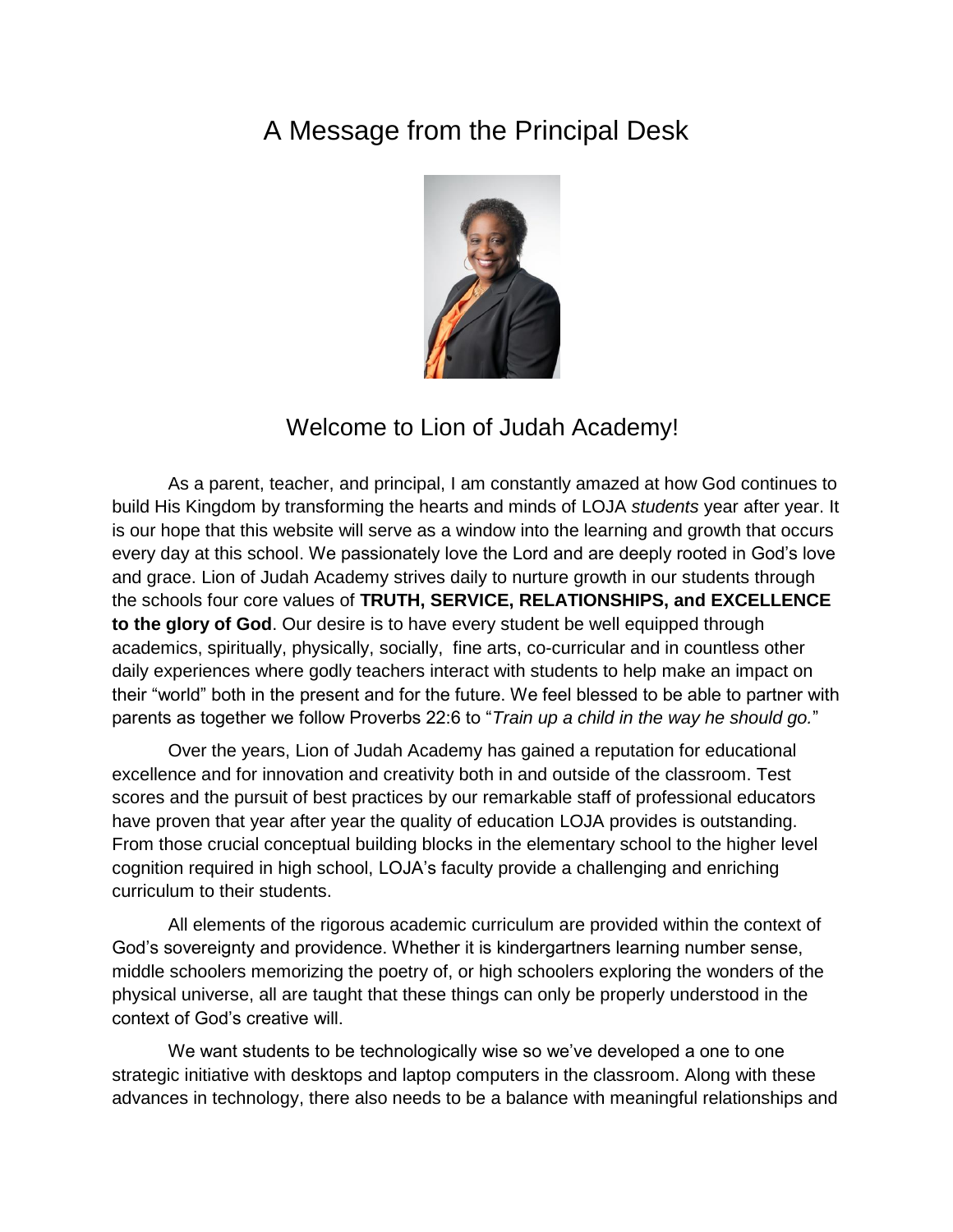# A Message from the Principal Desk

## Welcome to Lion of Judah Academy!

As a parent, teacher, and principal, I am constantly amazed at how God continues to build His Kingdom by transforming the hearts and minds of LOJA *students* year after year. It is our hope that this website will serve as a window into the learning and growth that occurs every day at this school. We passionately love the Lord and are deeply rooted in God's love and grace. Lion of Judah Academy strives daily to nurture growth in our students through the schools four core values of **TRUTH, SERVICE, RELATIONSHIPS, and EXCELLENCE to the glory of God**. Our desire is to have every student be well equipped through academics, spiritually, physically, socially, fine arts, co-curricular and in countless other daily experiences where godly teachers interact with students to help make an impact on their "world" both in the present and for the future. We feel blessed to be able to partner with parents as together we follow Proverbs 22:6 to "*Train up a child in the way he should go.*"

Over the years, Lion of Judah Academy has gained a reputation for educational excellence and for innovation and creativity both in and outside of the classroom. Test scores and the pursuit of best practices by our remarkable staff of professional educators have proven that year after year the quality of education LOJA provides is outstanding. From those crucial conceptual building blocks in the elementary school to the higher level cognition required in high school, LOJA's faculty provide a challenging and enriching curriculum to their students.

All elements of the rigorous academic curriculum are provided within the context of God's sovereignty and providence. Whether it is kindergartners learning number sense, middle schoolers memorizing the poetry of, or high schoolers exploring the wonders of the physical universe, all are taught that these things can only be properly understood in the context of God's creative will.

We want students to be technologically wise so we've developed a one to one strategic initiative with desktops and laptop computers in the classroom. Along with these advances in technology, there also needs to be a balance with meaningful relationships and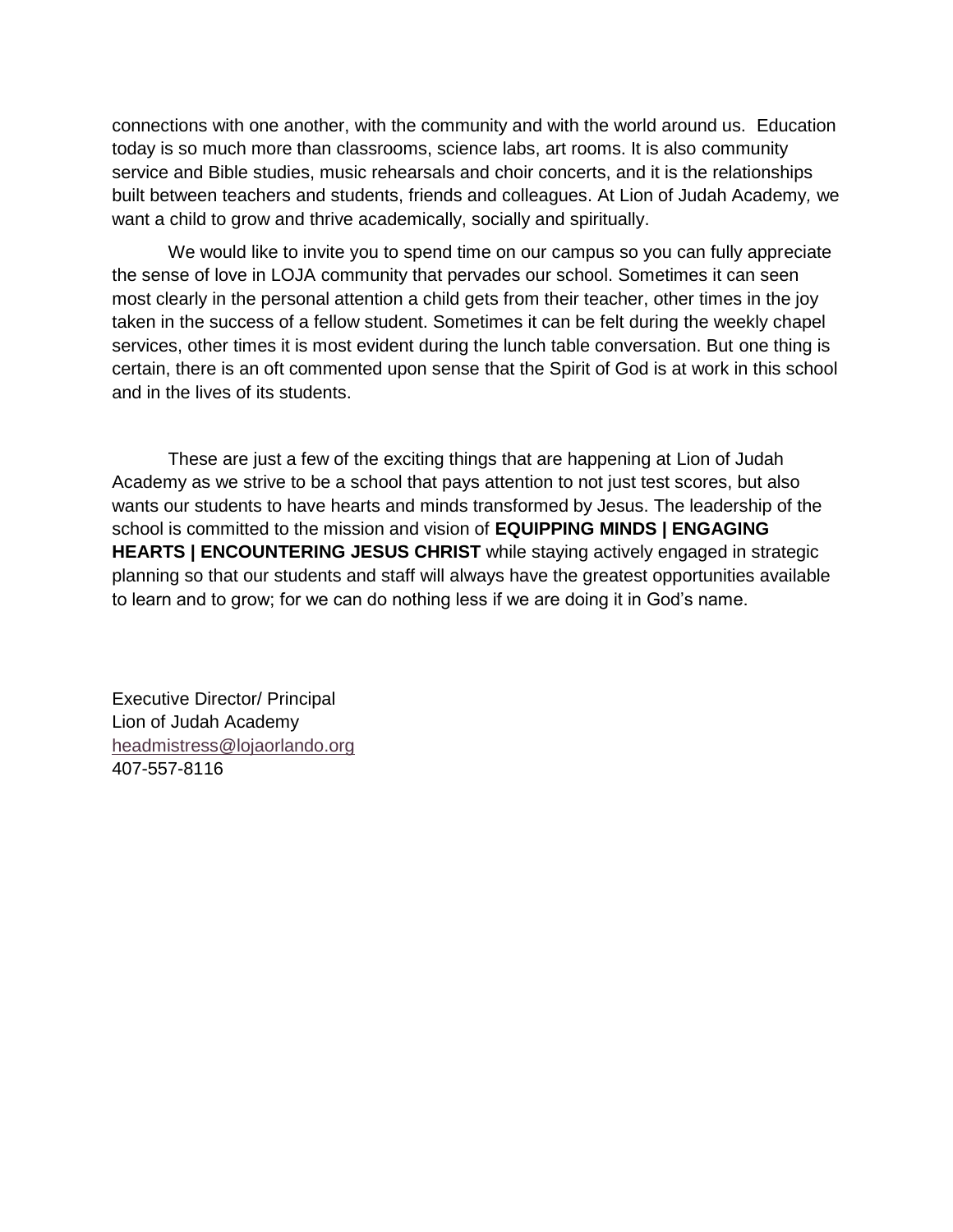connections with one another, with the community and with the world around us. Education today is so much more than classrooms, science labs, art rooms. It is also community service and Bible studies, music rehearsals and choir concerts, and it is the relationships built between teachers and students, friends and colleagues. At Lion of Judah Academy*,* we want a child to grow and thrive academically, socially and spiritually.

We would like to invite you to spend time on our campus so you can fully appreciate the sense of love in LOJA community that pervades our school. Sometimes it can seen most clearly in the personal attention a child gets from their teacher, other times in the joy taken in the success of a fellow student. Sometimes it can be felt during the weekly chapel services, other times it is most evident during the lunch table conversation. But one thing is certain, there is an oft commented upon sense that the Spirit of God is at work in this school and in the lives of its students.

These are just a few of the exciting things that are happening at Lion of Judah Academy as we strive to be a school that pays attention to not just test scores, but also wants our students to have hearts and minds transformed by Jesus. The leadership of the school is committed to the mission and vision of **EQUIPPING MINDS | ENGAGING HEARTS | ENCOUNTERING JESUS CHRIST** while staying actively engaged in strategic planning so that our students and staff will always have the greatest opportunities available to learn and to grow; for we can do nothing less if we are doing it in God's name.

Executive Director/ Principal
Lion of Judah Academy
headmistress@lojaorlando.org
407-557-8116